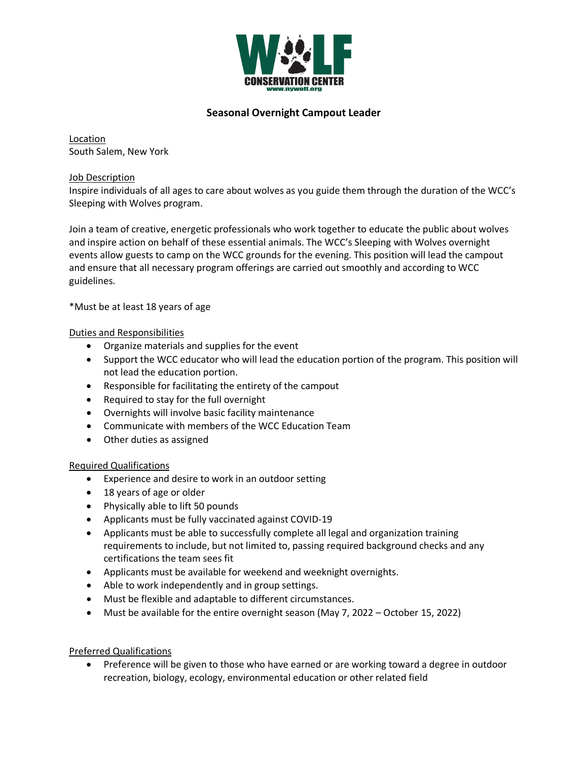WOLF CONSERVATION CENTER
www.nywolf.org

# Seasonal Overnight Campout Leader

Location
South Salem, New York

Job Description
Inspire individuals of all ages to care about wolves as you guide them through the duration of the WCC's Sleeping with Wolves program.

Join a team of creative, energetic professionals who work together to educate the public about wolves and inspire action on behalf of these essential animals. The WCC's Sleeping with Wolves overnight events allow guests to camp on the WCC grounds for the evening. This position will lead the campout and ensure that all necessary program offerings are carried out smoothly and according to WCC guidelines.

*Must be at least 18 years of age

Duties and Responsibilities

- Organize materials and supplies for the event
- Support the WCC educator who will lead the education portion of the program. This position will not lead the education portion.
- Responsible for facilitating the entirety of the campout
- Required to stay for the full overnight
- Overnights will involve basic facility maintenance
- Communicate with members of the WCC Education Team
- Other duties as assigned

Required Qualifications

- Experience and desire to work in an outdoor setting
- 18 years of age or older
- Physically able to lift 50 pounds
- Applicants must be fully vaccinated against COVID-19
- Applicants must be able to successfully complete all legal and organization training requirements to include, but not limited to, passing required background checks and any certifications the team sees fit
- Applicants must be available for weekend and weeknight overnights.
- Able to work independently and in group settings.
- Must be flexible and adaptable to different circumstances.
- Must be available for the entire overnight season (May 7, 2022 – October 15, 2022)

Preferred Qualifications

- Preference will be given to those who have earned or are working toward a degree in outdoor recreation, biology, ecology, environmental education or other related field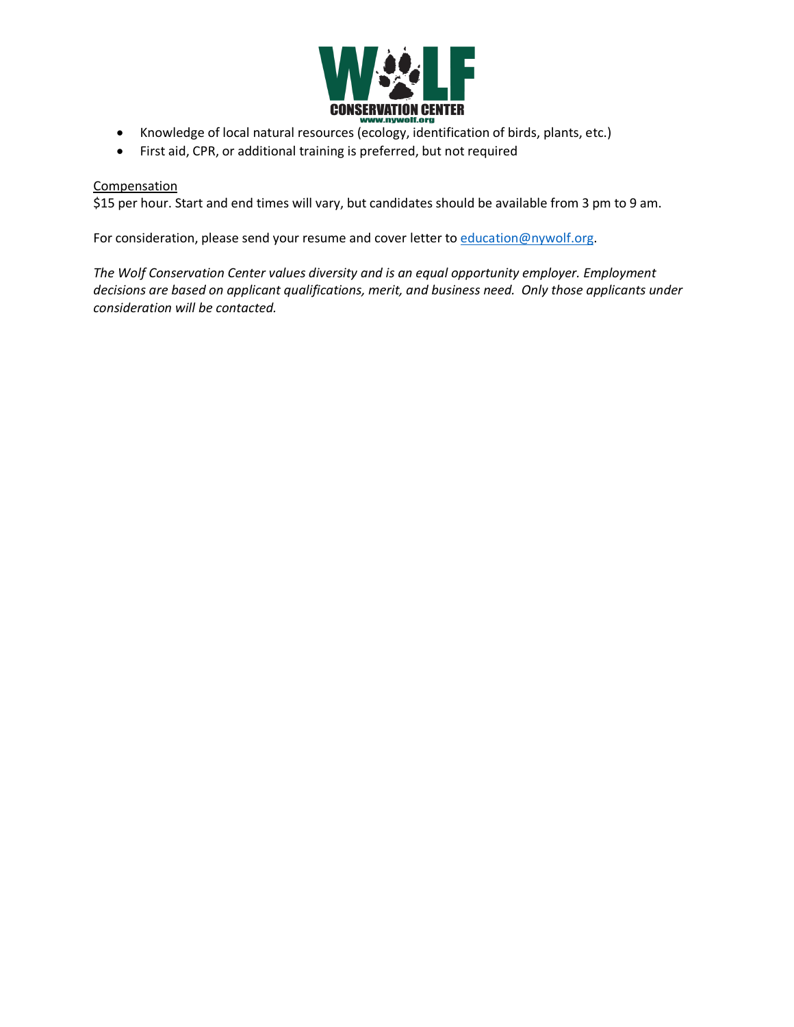- Knowledge of local natural resources (ecology, identification of birds, plants, etc.)
- First aid, CPR, or additional training is preferred, but not required

Compensation

$15 per hour. Start and end times will vary, but candidates should be available from 3 pm to 9 am.

For consideration, please send your resume and cover letter to education@nywolf.org.

*The Wolf Conservation Center values diversity and is an equal opportunity employer. Employment decisions are based on applicant qualifications, merit, and business need. Only those applicants under consideration will be contacted.*